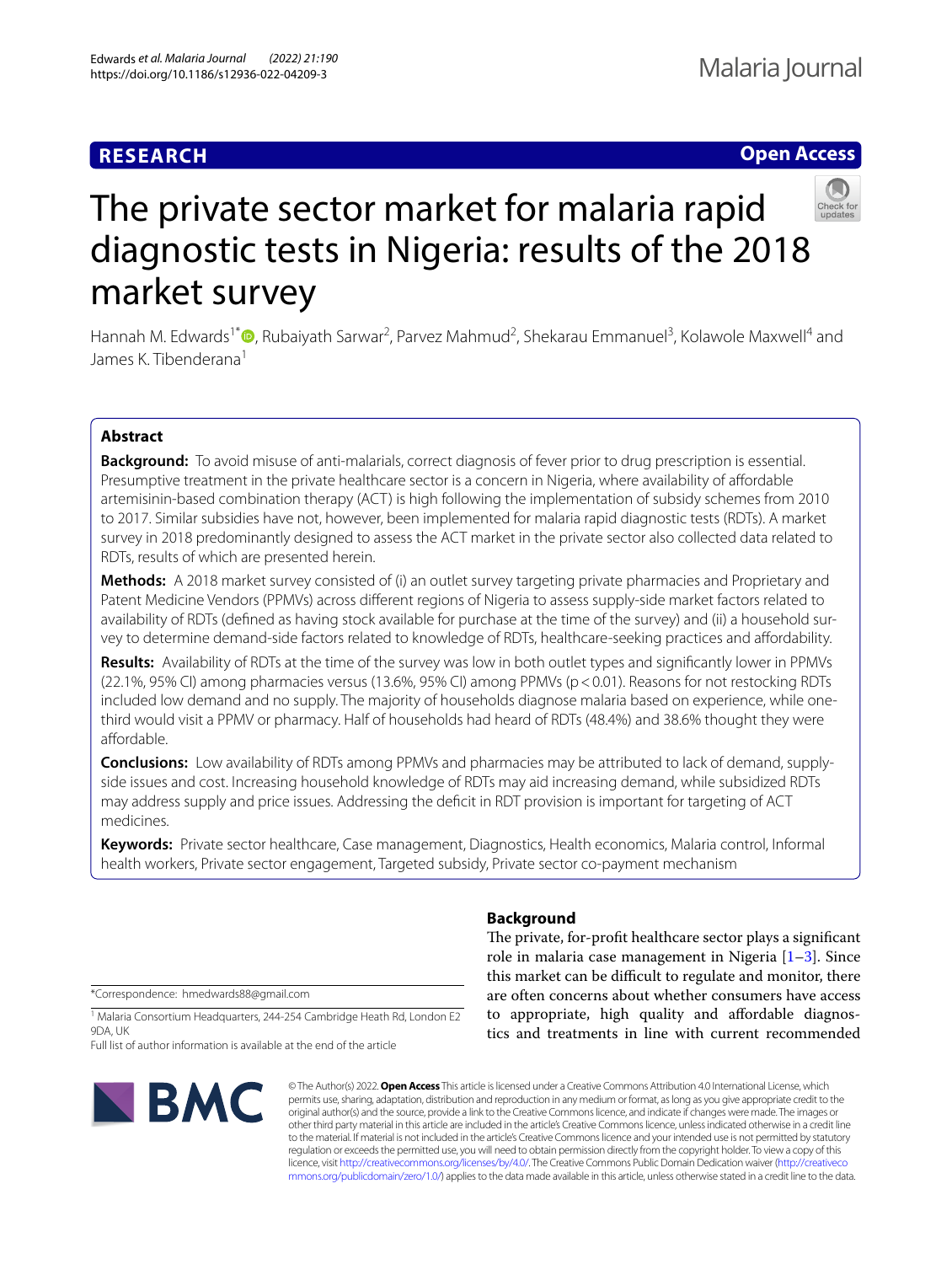RESEARCH

Open Access

# The private sector market for malaria rapid diagnostic tests in Nigeria: results of the 2018 market survey

Hannah M. Edwards[1*], Rubaiyath Sarwar[2], Parvez Mahmud[2], Shekarau Emmanuel[3], Kolawole Maxwell[4] and James K. Tibenderana[1]

## Abstract

**Background:** To avoid misuse of anti-malarials, correct diagnosis of fever prior to drug prescription is essential. Presumptive treatment in the private healthcare sector is a concern in Nigeria, where availability of affordable artemisinin-based combination therapy (ACT) is high following the implementation of subsidy schemes from 2010 to 2017. Similar subsidies have not, however, been implemented for malaria rapid diagnostic tests (RDTs). A market survey in 2018 predominantly designed to assess the ACT market in the private sector also collected data related to RDTs, results of which are presented herein.

**Methods:** A 2018 market survey consisted of (i) an outlet survey targeting private pharmacies and Proprietary and Patent Medicine Vendors (PPMVs) across different regions of Nigeria to assess supply-side market factors related to availability of RDTs (defined as having stock available for purchase at the time of the survey) and (ii) a household survey to determine demand-side factors related to knowledge of RDTs, healthcare-seeking practices and affordability.

**Results:** Availability of RDTs at the time of the survey was low in both outlet types and significantly lower in PPMVs (22.1%, 95% CI) among pharmacies versus (13.6%, 95% CI) among PPMVs ($p < 0.01$). Reasons for not restocking RDTs included low demand and no supply. The majority of households diagnose malaria based on experience, while one-third would visit a PPMV or pharmacy. Half of households had heard of RDTs (48.4%) and 38.6% thought they were affordable.

**Conclusions:** Low availability of RDTs among PPMVs and pharmacies may be attributed to lack of demand, supply-side issues and cost. Increasing household knowledge of RDTs may aid increasing demand, while subsidized RDTs may address supply and price issues. Addressing the deficit in RDT provision is important for targeting of ACT medicines.

**Keywords:** Private sector healthcare, Case management, Diagnostics, Health economics, Malaria control, Informal health workers, Private sector engagement, Targeted subsidy, Private sector co-payment mechanism

## Background

The private, for-profit healthcare sector plays a significant role in malaria case management in Nigeria [1–3]. Since this market can be difficult to regulate and monitor, there are often concerns about whether consumers have access to appropriate, high quality and affordable diagnostics and treatments in line with current recommended

*Correspondence: hmedwards88@gmail.com

[1] Malaria Consortium Headquarters, 244-254 Cambridge Heath Rd, London E2 9DA, UK

Full list of author information is available at the end of the article

© The Author(s) 2022. **Open Access** This article is licensed under a Creative Commons Attribution 4.0 International License, which permits use, sharing, adaptation, distribution and reproduction in any medium or format, as long as you give appropriate credit to the original author(s) and the source, provide a link to the Creative Commons licence, and indicate if changes were made. The images or other third party material in this article are included in the article's Creative Commons licence, unless indicated otherwise in a credit line to the material. If material is not included in the article's Creative Commons licence and your intended use is not permitted by statutory regulation or exceeds the permitted use, you will need to obtain permission directly from the copyright holder. To view a copy of this licence, visit http://creativecommons.org/licenses/by/4.0/. The Creative Commons Public Domain Dedication waiver (http://creativecommons.org/publicdomain/zero/1.0/) applies to the data made available in this article, unless otherwise stated in a credit line to the data.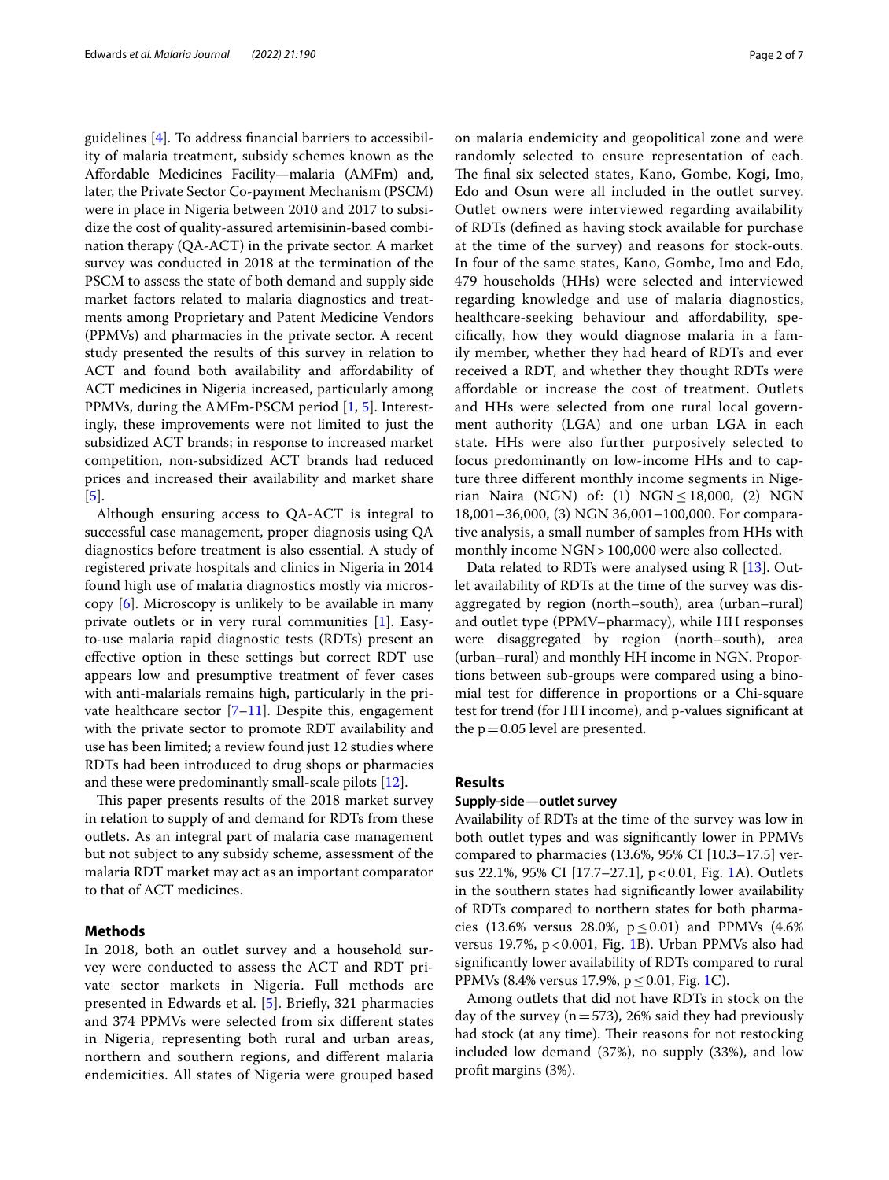guidelines [4]. To address financial barriers to accessibility of malaria treatment, subsidy schemes known as the Affordable Medicines Facility—malaria (AMFm) and, later, the Private Sector Co-payment Mechanism (PSCM) were in place in Nigeria between 2010 and 2017 to subsidize the cost of quality-assured artemisinin-based combination therapy (QA-ACT) in the private sector. A market survey was conducted in 2018 at the termination of the PSCM to assess the state of both demand and supply side market factors related to malaria diagnostics and treatments among Proprietary and Patent Medicine Vendors (PPMVs) and pharmacies in the private sector. A recent study presented the results of this survey in relation to ACT and found both availability and affordability of ACT medicines in Nigeria increased, particularly among PPMVs, during the AMFm-PSCM period [1, 5]. Interestingly, these improvements were not limited to just the subsidized ACT brands; in response to increased market competition, non-subsidized ACT brands had reduced prices and increased their availability and market share [5].

Although ensuring access to QA-ACT is integral to successful case management, proper diagnosis using QA diagnostics before treatment is also essential. A study of registered private hospitals and clinics in Nigeria in 2014 found high use of malaria diagnostics mostly via microscopy [6]. Microscopy is unlikely to be available in many private outlets or in very rural communities [1]. Easy-to-use malaria rapid diagnostic tests (RDTs) present an effective option in these settings but correct RDT use appears low and presumptive treatment of fever cases with anti-malarials remains high, particularly in the private healthcare sector [7–11]. Despite this, engagement with the private sector to promote RDT availability and use has been limited; a review found just 12 studies where RDTs had been introduced to drug shops or pharmacies and these were predominantly small-scale pilots [12].

This paper presents results of the 2018 market survey in relation to supply of and demand for RDTs from these outlets. As an integral part of malaria case management but not subject to any subsidy scheme, assessment of the malaria RDT market may act as an important comparator to that of ACT medicines.

## Methods

In 2018, both an outlet survey and a household survey were conducted to assess the ACT and RDT private sector markets in Nigeria. Full methods are presented in Edwards et al. [5]. Briefly, 321 pharmacies and 374 PPMVs were selected from six different states in Nigeria, representing both rural and urban areas, northern and southern regions, and different malaria endemicities. All states of Nigeria were grouped based on malaria endemicity and geopolitical zone and were randomly selected to ensure representation of each. The final six selected states, Kano, Gombe, Kogi, Imo, Edo and Osun were all included in the outlet survey. Outlet owners were interviewed regarding availability of RDTs (defined as having stock available for purchase at the time of the survey) and reasons for stock-outs. In four of the same states, Kano, Gombe, Imo and Edo, 479 households (HHs) were selected and interviewed regarding knowledge and use of malaria diagnostics, healthcare-seeking behaviour and affordability, specifically, how they would diagnose malaria in a family member, whether they had heard of RDTs and ever received a RDT, and whether they thought RDTs were affordable or increase the cost of treatment. Outlets and HHs were selected from one rural local government authority (LGA) and one urban LGA in each state. HHs were also further purposively selected to focus predominantly on low-income HHs and to capture three different monthly income segments in Nigerian Naira (NGN) of: (1) NGN $\leq$ 18,000, (2) NGN 18,001–36,000, (3) NGN 36,001–100,000. For comparative analysis, a small number of samples from HHs with monthly income NGN > 100,000 were also collected.

Data related to RDTs were analysed using R [13]. Outlet availability of RDTs at the time of the survey was disaggregated by region (north–south), area (urban–rural) and outlet type (PPMV–pharmacy), while HH responses were disaggregated by region (north–south), area (urban–rural) and monthly HH income in NGN. Proportions between sub-groups were compared using a binomial test for difference in proportions or a Chi-square test for trend (for HH income), and p-values significant at the $p = 0.05$ level are presented.

## Results

### Supply-side—outlet survey

Availability of RDTs at the time of the survey was low in both outlet types and was significantly lower in PPMVs compared to pharmacies (13.6%, 95% CI [10.3–17.5] versus 22.1%, 95% CI [17.7–27.1], $p < 0.01$, Fig. 1A). Outlets in the southern states had significantly lower availability of RDTs compared to northern states for both pharmacies (13.6% versus 28.0%, $p \leq 0.01$) and PPMVs (4.6% versus 19.7%, $p < 0.001$, Fig. 1B). Urban PPMVs also had significantly lower availability of RDTs compared to rural PPMVs (8.4% versus 17.9%, $p \leq 0.01$, Fig. 1C).

Among outlets that did not have RDTs in stock on the day of the survey ($n = 573$), 26% said they had previously had stock (at any time). Their reasons for not restocking included low demand (37%), no supply (33%), and low profit margins (3%).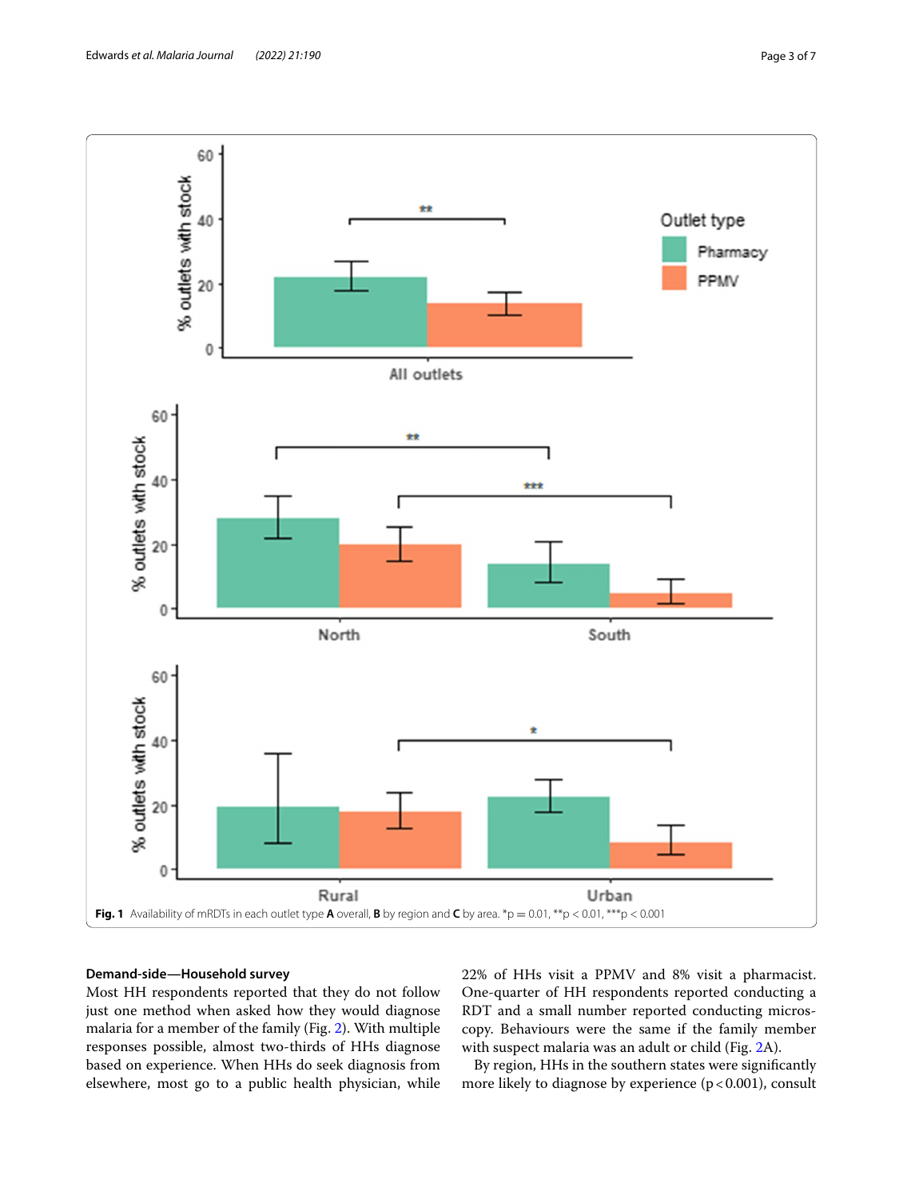Fig. 1 Availability of mRDTs in each outlet type **A** overall, **B** by region and **C** by area. *p = 0.01, **p < 0.01, ***p < 0.001

**Demand-side—Household survey**

Most HH respondents reported that they do not follow just one method when asked how they would diagnose malaria for a member of the family (Fig. 2). With multiple responses possible, almost two-thirds of HHs diagnose based on experience. When HHs do seek diagnosis from elsewhere, most go to a public health physician, while 22% of HHs visit a PPMV and 8% visit a pharmacist. One-quarter of HH respondents reported conducting a RDT and a small number reported conducting microscopy. Behaviours were the same if the family member with suspect malaria was an adult or child (Fig. 2A).

By region, HHs in the southern states were significantly more likely to diagnose by experience (p < 0.001), consult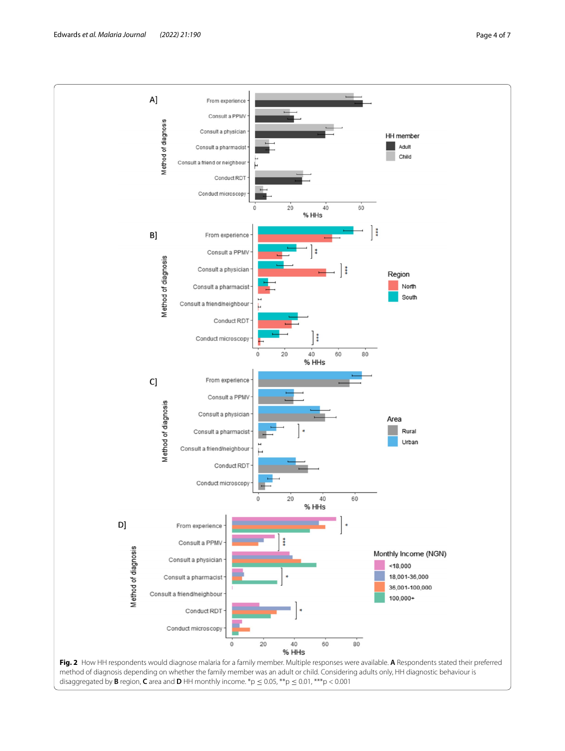**Fig. 2** How HH respondents would diagnose malaria for a family member. Multiple responses were available. **A** Respondents stated their preferred method of diagnosis depending on whether the family member was an adult or child. Considering adults only, HH diagnostic behaviour is disaggregated by **B** region, **C** area and **D** HH monthly income. *p ≤ 0.05, **p ≤ 0.01, ***p < 0.001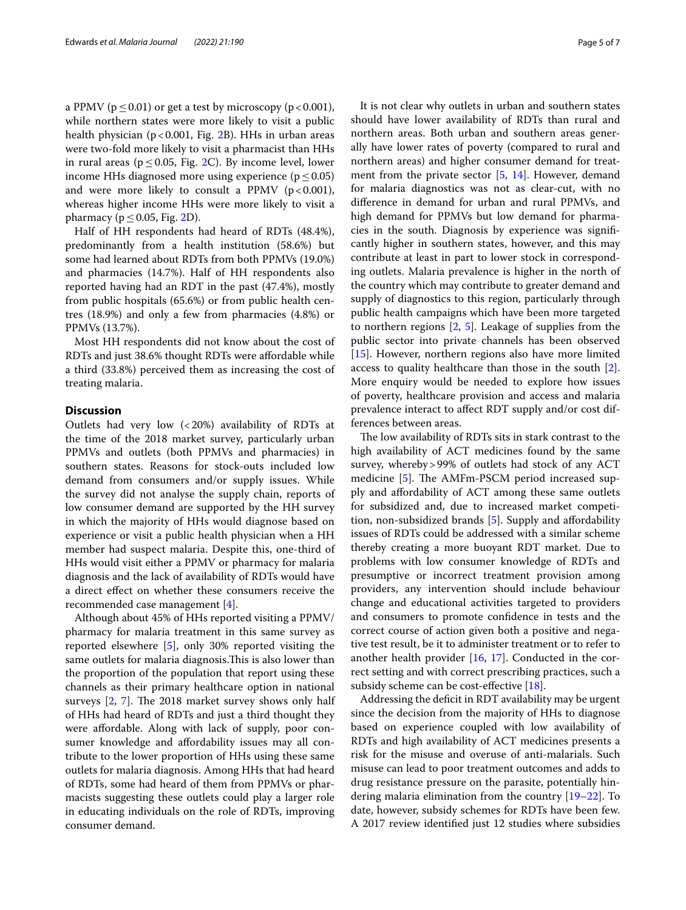a PPMV ($p \leq 0.01$) or get a test by microscopy ($p < 0.001$), while northern states were more likely to visit a public health physician ($p < 0.001$, Fig. 2B). HHs in urban areas were two-fold more likely to visit a pharmacist than HHs in rural areas ($p \leq 0.05$, Fig. 2C). By income level, lower income HHs diagnosed more using experience ($p \leq 0.05$) and were more likely to consult a PPMV ($p < 0.001$), whereas higher income HHs were more likely to visit a pharmacy ($p \leq 0.05$, Fig. 2D).

Half of HH respondents had heard of RDTs (48.4%), predominantly from a health institution (58.6%) but some had learned about RDTs from both PPMVs (19.0%) and pharmacies (14.7%). Half of HH respondents also reported having had an RDT in the past (47.4%), mostly from public hospitals (65.6%) or from public health centres (18.9%) and only a few from pharmacies (4.8%) or PPMVs (13.7%).

Most HH respondents did not know about the cost of RDTs and just 38.6% thought RDTs were affordable while a third (33.8%) perceived them as increasing the cost of treating malaria.

## Discussion

Outlets had very low (<20%) availability of RDTs at the time of the 2018 market survey, particularly urban PPMVs and outlets (both PPMVs and pharmacies) in southern states. Reasons for stock-outs included low demand from consumers and/or supply issues. While the survey did not analyse the supply chain, reports of low consumer demand are supported by the HH survey in which the majority of HHs would diagnose based on experience or visit a public health physician when a HH member had suspect malaria. Despite this, one-third of HHs would visit either a PPMV or pharmacy for malaria diagnosis and the lack of availability of RDTs would have a direct effect on whether these consumers receive the recommended case management [4].

Although about 45% of HHs reported visiting a PPMV/pharmacy for malaria treatment in this same survey as reported elsewhere [5], only 30% reported visiting the same outlets for malaria diagnosis.This is also lower than the proportion of the population that report using these channels as their primary healthcare option in national surveys [2, 7]. The 2018 market survey shows only half of HHs had heard of RDTs and just a third thought they were affordable. Along with lack of supply, poor consumer knowledge and affordability issues may all contribute to the lower proportion of HHs using these same outlets for malaria diagnosis. Among HHs that had heard of RDTs, some had heard of them from PPMVs or pharmacists suggesting these outlets could play a larger role in educating individuals on the role of RDTs, improving consumer demand.

It is not clear why outlets in urban and southern states should have lower availability of RDTs than rural and northern areas. Both urban and southern areas generally have lower rates of poverty (compared to rural and northern areas) and higher consumer demand for treatment from the private sector [5, 14]. However, demand for malaria diagnostics was not as clear-cut, with no difference in demand for urban and rural PPMVs, and high demand for PPMVs but low demand for pharmacies in the south. Diagnosis by experience was significantly higher in southern states, however, and this may contribute at least in part to lower stock in corresponding outlets. Malaria prevalence is higher in the north of the country which may contribute to greater demand and supply of diagnostics to this region, particularly through public health campaigns which have been more targeted to northern regions [2, 5]. Leakage of supplies from the public sector into private channels has been observed [15]. However, northern regions also have more limited access to quality healthcare than those in the south [2]. More enquiry would be needed to explore how issues of poverty, healthcare provision and access and malaria prevalence interact to affect RDT supply and/or cost differences between areas.

The low availability of RDTs sits in stark contrast to the high availability of ACT medicines found by the same survey, whereby >99% of outlets had stock of any ACT medicine [5]. The AMFm-PSCM period increased supply and affordability of ACT among these same outlets for subsidized and, due to increased market competition, non-subsidized brands [5]. Supply and affordability issues of RDTs could be addressed with a similar scheme thereby creating a more buoyant RDT market. Due to problems with low consumer knowledge of RDTs and presumptive or incorrect treatment provision among providers, any intervention should include behaviour change and educational activities targeted to providers and consumers to promote confidence in tests and the correct course of action given both a positive and negative test result, be it to administer treatment or to refer to another health provider [16, 17]. Conducted in the correct setting and with correct prescribing practices, such a subsidy scheme can be cost-effective [18].

Addressing the deficit in RDT availability may be urgent since the decision from the majority of HHs to diagnose based on experience coupled with low availability of RDTs and high availability of ACT medicines presents a risk for the misuse and overuse of anti-malarials. Such misuse can lead to poor treatment outcomes and adds to drug resistance pressure on the parasite, potentially hindering malaria elimination from the country [19–22]. To date, however, subsidy schemes for RDTs have been few. A 2017 review identified just 12 studies where subsidies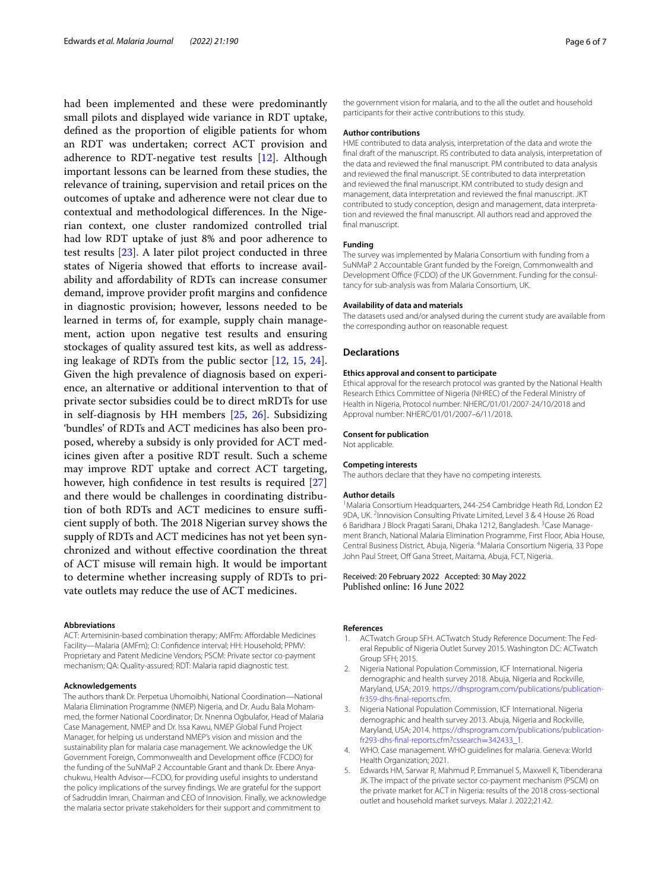had been implemented and these were predominantly small pilots and displayed wide variance in RDT uptake, defined as the proportion of eligible patients for whom an RDT was undertaken; correct ACT provision and adherence to RDT-negative test results [12]. Although important lessons can be learned from these studies, the relevance of training, supervision and retail prices on the outcomes of uptake and adherence were not clear due to contextual and methodological differences. In the Nigerian context, one cluster randomized controlled trial had low RDT uptake of just 8% and poor adherence to test results [23]. A later pilot project conducted in three states of Nigeria showed that efforts to increase availability and affordability of RDTs can increase consumer demand, improve provider profit margins and confidence in diagnostic provision; however, lessons needed to be learned in terms of, for example, supply chain management, action upon negative test results and ensuring stockages of quality assured test kits, as well as addressing leakage of RDTs from the public sector [12, 15, 24]. Given the high prevalence of diagnosis based on experience, an alternative or additional intervention to that of private sector subsidies could be to direct mRDTs for use in self-diagnosis by HH members [25, 26]. Subsidizing 'bundles' of RDTs and ACT medicines has also been proposed, whereby a subsidy is only provided for ACT medicines given after a positive RDT result. Such a scheme may improve RDT uptake and correct ACT targeting, however, high confidence in test results is required [27] and there would be challenges in coordinating distribution of both RDTs and ACT medicines to ensure sufficient supply of both. The 2018 Nigerian survey shows the supply of RDTs and ACT medicines has not yet been synchronized and without effective coordination the threat of ACT misuse will remain high. It would be important to determine whether increasing supply of RDTs to private outlets may reduce the use of ACT medicines.

#### Abbreviations

ACT: Artemisinin-based combination therapy; AMFm: Affordable Medicines Facility—Malaria (AMFm); CI: Confidence interval; HH: Household; PPMV: Proprietary and Patent Medicine Vendors; PSCM: Private sector co-payment mechanism; QA: Quality-assured; RDT: Malaria rapid diagnostic test.

#### Acknowledgements

The authors thank Dr. Perpetua Uhomoibhi, National Coordination—National Malaria Elimination Programme (NMEP) Nigeria, and Dr. Audu Bala Mohammed, the former National Coordinator; Dr. Nnenna Ogbulafor, Head of Malaria Case Management, NMEP and Dr. Issa Kawu, NMEP Global Fund Project Manager, for helping us understand NMEP's vision and mission and the sustainability plan for malaria case management. We acknowledge the UK Government Foreign, Commonwealth and Development office (FCDO) for the funding of the SuNMaP 2 Accountable Grant and thank Dr. Ebere Anyachukwu, Health Advisor—FCDO, for providing useful insights to understand the policy implications of the survey findings. We are grateful for the support of Sadruddin Imran, Chairman and CEO of Innovision. Finally, we acknowledge the malaria sector private stakeholders for their support and commitment to the government vision for malaria, and to the all the outlet and household participants for their active contributions to this study.

#### Author contributions

HME contributed to data analysis, interpretation of the data and wrote the final draft of the manuscript. RS contributed to data analysis, interpretation of the data and reviewed the final manuscript. PM contributed to data analysis and reviewed the final manuscript. SE contributed to data interpretation and reviewed the final manuscript. KM contributed to study design and management, data interpretation and reviewed the final manuscript. JKT contributed to study conception, design and management, data interpretation and reviewed the final manuscript. All authors read and approved the final manuscript.

#### Funding

The survey was implemented by Malaria Consortium with funding from a SuNMaP 2 Accountable Grant funded by the Foreign, Commonwealth and Development Office (FCDO) of the UK Government. Funding for the consultancy for sub-analysis was from Malaria Consortium, UK.

#### Availability of data and materials

The datasets used and/or analysed during the current study are available from the corresponding author on reasonable request.

## Declarations

#### Ethics approval and consent to participate

Ethical approval for the research protocol was granted by the National Health Research Ethics Committee of Nigeria (NHREC) of the Federal Ministry of Health in Nigeria, Protocol number: NHERC/01/01/2007-24/10/2018 and Approval number: NHERC/01/01/2007–6/11/2018.

#### Consent for publication

Not applicable.

#### Competing interests

The authors declare that they have no competing interests.

#### Author details

[1]Malaria Consortium Headquarters, 244-254 Cambridge Heath Rd, London E2 9DA, UK. [2]Innovision Consulting Private Limited, Level 3 & 4 House 26 Road 6 Baridhara J Block Pragati Sarani, Dhaka 1212, Bangladesh. [3]Case Management Branch, National Malaria Elimination Programme, First Floor, Abia House, Central Business District, Abuja, Nigeria. [4]Malaria Consortium Nigeria, 33 Pope John Paul Street, Off Gana Street, Maitama, Abuja, FCT, Nigeria.

Received: 20 February 2022 Accepted: 30 May 2022
Published online: 16 June 2022

#### References

1. ACTwatch Group SFH. ACTwatch Study Reference Document: The Federal Republic of Nigeria Outlet Survey 2015. Washington DC: ACTwatch Group SFH; 2015.
2. Nigeria National Population Commission, ICF International. Nigeria demographic and health survey 2018. Abuja, Nigeria and Rockville, Maryland, USA; 2019. https://dhsprogram.com/publications/publication-fr359-dhs-final-reports.cfm.
3. Nigeria National Population Commission, ICF International. Nigeria demographic and health survey 2013. Abuja, Nigeria and Rockville, Maryland, USA; 2014. https://dhsprogram.com/publications/publication-fr293-dhs-final-reports.cfm?cssearch=342433_1.
4. WHO. Case management. WHO guidelines for malaria. Geneva: World Health Organization; 2021.
5. Edwards HM, Sarwar R, Mahmud P, Emmanuel S, Maxwell K, Tibenderana JK. The impact of the private sector co-payment mechanism (PSCM) on the private market for ACT in Nigeria: results of the 2018 cross-sectional outlet and household market surveys. Malar J. 2022;21:42.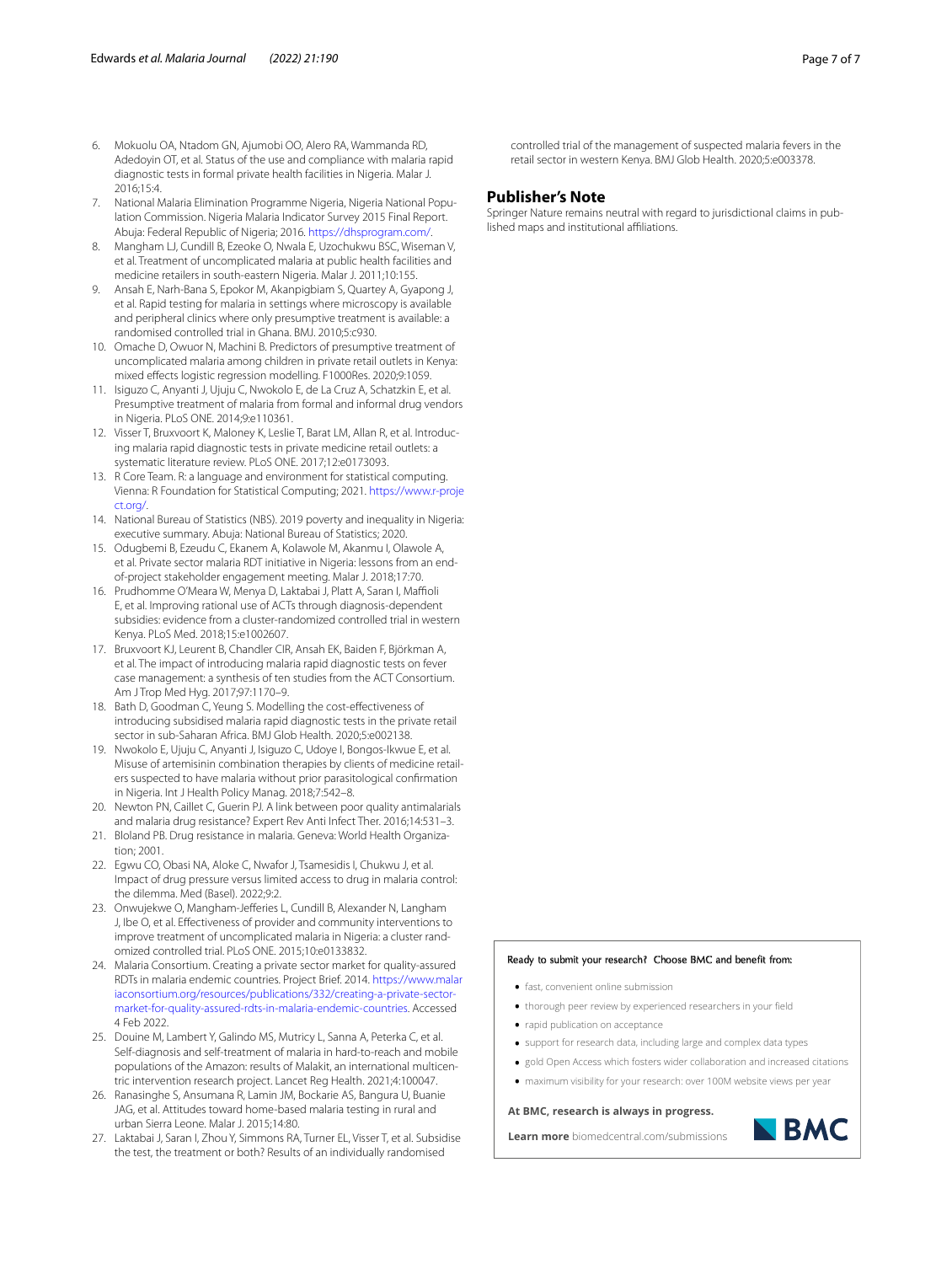6. Mokuolu OA, Ntadom GN, Ajumobi OO, Alero RA, Wammanda RD, Adedoyin OT, et al. Status of the use and compliance with malaria rapid diagnostic tests in formal private health facilities in Nigeria. Malar J. 2016;15:4.
7. National Malaria Elimination Programme Nigeria, Nigeria National Population Commission. Nigeria Malaria Indicator Survey 2015 Final Report. Abuja: Federal Republic of Nigeria; 2016. https://dhsprogram.com/.
8. Mangham LJ, Cundill B, Ezeoke O, Nwala E, Uzochukwu BSC, Wiseman V, et al. Treatment of uncomplicated malaria at public health facilities and medicine retailers in south-eastern Nigeria. Malar J. 2011;10:155.
9. Ansah E, Narh-Bana S, Epokor M, Akanpigbiam S, Quartey A, Gyapong J, et al. Rapid testing for malaria in settings where microscopy is available and peripheral clinics where only presumptive treatment is available: a randomised controlled trial in Ghana. BMJ. 2010;5:c930.
10. Omache D, Owuor N, Machini B. Predictors of presumptive treatment of uncomplicated malaria among children in private retail outlets in Kenya: mixed effects logistic regression modelling. F1000Res. 2020;9:1059.
11. Isiguzo C, Anyanti J, Ujuju C, Nwokolo E, de La Cruz A, Schatzkin E, et al. Presumptive treatment of malaria from formal and informal drug vendors in Nigeria. PLoS ONE. 2014;9:e110361.
12. Visser T, Bruxvoort K, Maloney K, Leslie T, Barat LM, Allan R, et al. Introducing malaria rapid diagnostic tests in private medicine retail outlets: a systematic literature review. PLoS ONE. 2017;12:e0173093.
13. R Core Team. R: a language and environment for statistical computing. Vienna: R Foundation for Statistical Computing; 2021. https://www.r-project.org/.
14. National Bureau of Statistics (NBS). 2019 poverty and inequality in Nigeria: executive summary. Abuja: National Bureau of Statistics; 2020.
15. Odugbemi B, Ezeudu C, Ekanem A, Kolawole M, Akanmu I, Olawole A, et al. Private sector malaria RDT initiative in Nigeria: lessons from an end-of-project stakeholder engagement meeting. Malar J. 2018;17:70.
16. Prudhomme O'Meara W, Menya D, Laktabai J, Platt A, Saran I, Maffioli E, et al. Improving rational use of ACTs through diagnosis-dependent subsidies: evidence from a cluster-randomized controlled trial in western Kenya. PLoS Med. 2018;15:e1002607.
17. Bruxvoort KJ, Leurent B, Chandler CIR, Ansah EK, Baiden F, Björkman A, et al. The impact of introducing malaria rapid diagnostic tests on fever case management: a synthesis of ten studies from the ACT Consortium. Am J Trop Med Hyg. 2017;97:1170–9.
18. Bath D, Goodman C, Yeung S. Modelling the cost-effectiveness of introducing subsidised malaria rapid diagnostic tests in the private retail sector in sub-Saharan Africa. BMJ Glob Health. 2020;5:e002138.
19. Nwokolo E, Ujuju C, Anyanti J, Isiguzo C, Udoye I, Bongos-Ikwue E, et al. Misuse of artemisinin combination therapies by clients of medicine retailers suspected to have malaria without prior parasitological confirmation in Nigeria. Int J Health Policy Manag. 2018;7:542–8.
20. Newton PN, Caillet C, Guerin PJ. A link between poor quality antimalarials and malaria drug resistance? Expert Rev Anti Infect Ther. 2016;14:531–3.
21. Bloland PB. Drug resistance in malaria. Geneva: World Health Organization; 2001.
22. Egwu CO, Obasi NA, Aloke C, Nwafor J, Tsamesidis I, Chukwu J, et al. Impact of drug pressure versus limited access to drug in malaria control: the dilemma. Med (Basel). 2022;9:2.
23. Onwujekwe O, Mangham-Jefferies L, Cundill B, Alexander N, Langham J, Ibe O, et al. Effectiveness of provider and community interventions to improve treatment of uncomplicated malaria in Nigeria: a cluster randomized controlled trial. PLoS ONE. 2015;10:e0133832.
24. Malaria Consortium. Creating a private sector market for quality-assured RDTs in malaria endemic countries. Project Brief. 2014. https://www.malariaconsortium.org/resources/publications/332/creating-a-private-sector-market-for-quality-assured-rdts-in-malaria-endemic-countries. Accessed 4 Feb 2022.
25. Douine M, Lambert Y, Galindo MS, Mutricy L, Sanna A, Peterka C, et al. Self-diagnosis and self-treatment of malaria in hard-to-reach and mobile populations of the Amazon: results of Malakit, an international multicentric intervention research project. Lancet Reg Health. 2021;4:100047.
26. Ranasinghe S, Ansumana R, Lamin JM, Bockarie AS, Bangura U, Buanie JAG, et al. Attitudes toward home-based malaria testing in rural and urban Sierra Leone. Malar J. 2015;14:80.
27. Laktabai J, Saran I, Zhou Y, Simmons RA, Turner EL, Visser T, et al. Subsidise the test, the treatment or both? Results of an individually randomised controlled trial of the management of suspected malaria fevers in the retail sector in western Kenya. BMJ Glob Health. 2020;5:e003378.

## Publisher's Note

Springer Nature remains neutral with regard to jurisdictional claims in published maps and institutional affiliations.

Ready to submit your research? Choose BMC and benefit from:

- fast, convenient online submission
- thorough peer review by experienced researchers in your field
- rapid publication on acceptance
- support for research data, including large and complex data types
- gold Open Access which fosters wider collaboration and increased citations
- maximum visibility for your research: over 100M website views per year

**At BMC, research is always in progress.**

**Learn more** biomedcentral.com/submissions

BMC